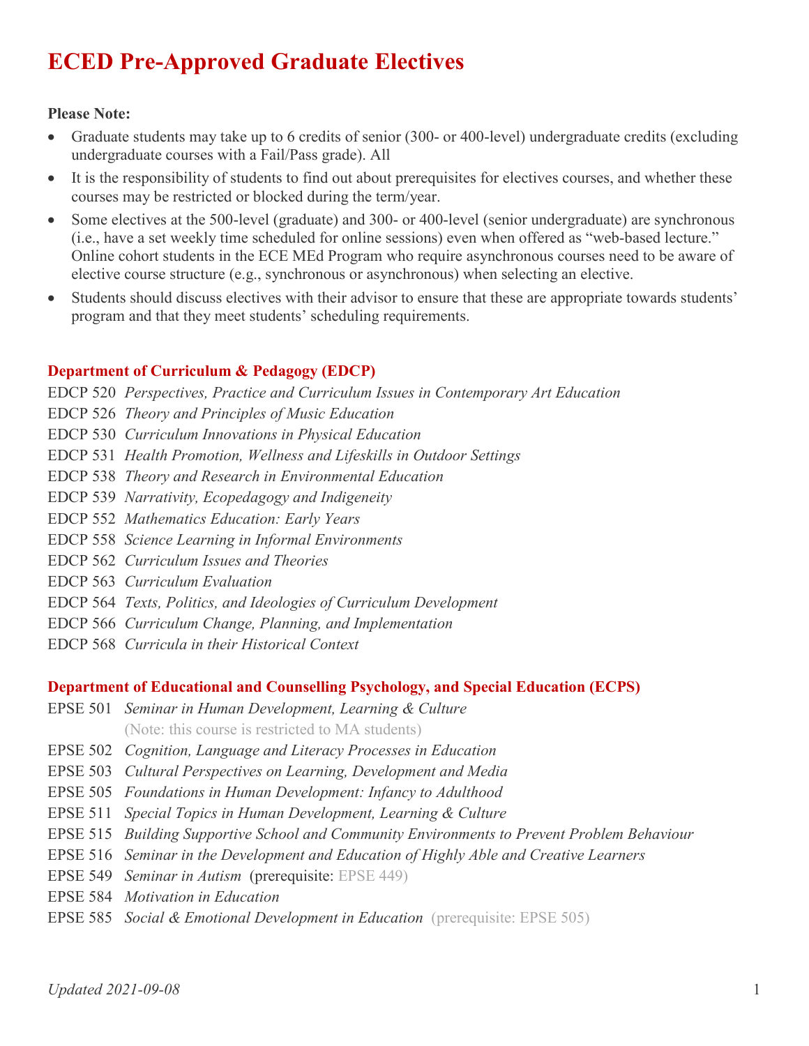# ECED Pre-Approved Graduate Electives

**Please Note:**

- Graduate students may take up to 6 credits of senior (300- or 400-level) undergraduate credits (excluding undergraduate courses with a Fail/Pass grade). All
- It is the responsibility of students to find out about prerequisites for electives courses, and whether these courses may be restricted or blocked during the term/year.
- Some electives at the 500-level (graduate) and 300- or 400-level (senior undergraduate) are synchronous (i.e., have a set weekly time scheduled for online sessions) even when offered as "web-based lecture." Online cohort students in the ECE MEd Program who require asynchronous courses need to be aware of elective course structure (e.g., synchronous or asynchronous) when selecting an elective.
- Students should discuss electives with their advisor to ensure that these are appropriate towards students' program and that they meet students' scheduling requirements.

## Department of Curriculum & Pedagogy (EDCP)

EDCP 520 *Perspectives, Practice and Curriculum Issues in Contemporary Art Education*
EDCP 526 *Theory and Principles of Music Education*
EDCP 530 *Curriculum Innovations in Physical Education*
EDCP 531 *Health Promotion, Wellness and Lifeskills in Outdoor Settings*
EDCP 538 *Theory and Research in Environmental Education*
EDCP 539 *Narrativity, Ecopedagogy and Indigeneity*
EDCP 552 *Mathematics Education: Early Years*
EDCP 558 *Science Learning in Informal Environments*
EDCP 562 *Curriculum Issues and Theories*
EDCP 563 *Curriculum Evaluation*
EDCP 564 *Texts, Politics, and Ideologies of Curriculum Development*
EDCP 566 *Curriculum Change, Planning, and Implementation*
EDCP 568 *Curricula in their Historical Context*

## Department of Educational and Counselling Psychology, and Special Education (ECPS)

EPSE 501 *Seminar in Human Development, Learning & Culture*
(Note: this course is restricted to MA students)
EPSE 502 *Cognition, Language and Literacy Processes in Education*
EPSE 503 *Cultural Perspectives on Learning, Development and Media*
EPSE 505 *Foundations in Human Development: Infancy to Adulthood*
EPSE 511 *Special Topics in Human Development, Learning & Culture*
EPSE 515 *Building Supportive School and Community Environments to Prevent Problem Behaviour*
EPSE 516 *Seminar in the Development and Education of Highly Able and Creative Learners*
EPSE 549 *Seminar in Autism* (prerequisite: EPSE 449)
EPSE 584 *Motivation in Education*
EPSE 585 *Social & Emotional Development in Education* (prerequisite: EPSE 505)

*Updated 2021-09-08*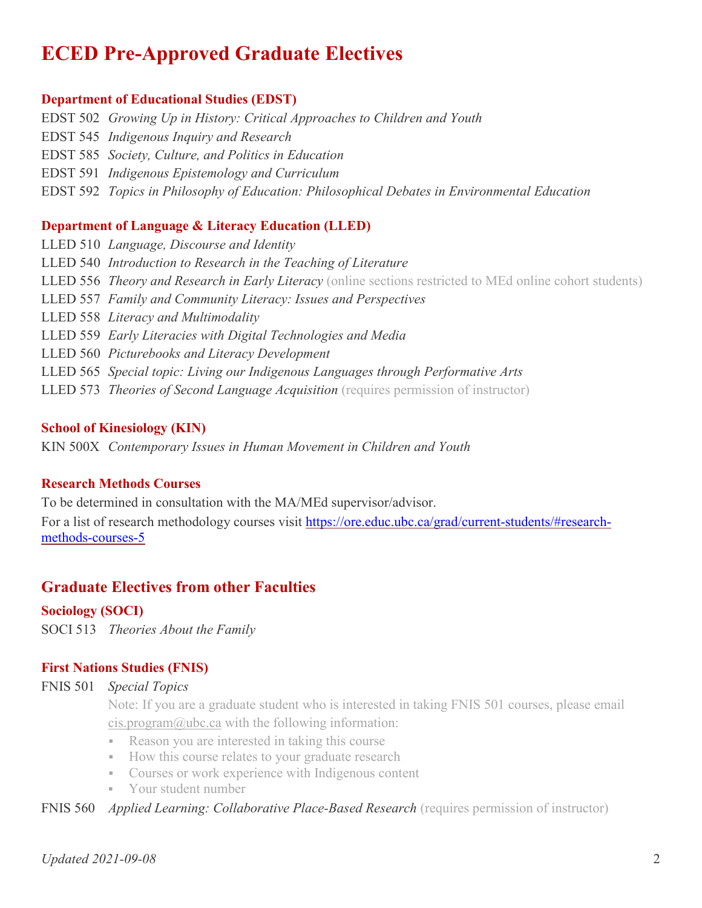# ECED Pre-Approved Graduate Electives

### Department of Educational Studies (EDST)

EDST 502 *Growing Up in History: Critical Approaches to Children and Youth*
EDST 545 *Indigenous Inquiry and Research*
EDST 585 *Society, Culture, and Politics in Education*
EDST 591 *Indigenous Epistemology and Curriculum*
EDST 592 *Topics in Philosophy of Education: Philosophical Debates in Environmental Education*

### Department of Language & Literacy Education (LLED)

LLED 510 *Language, Discourse and Identity*
LLED 540 *Introduction to Research in the Teaching of Literature*
LLED 556 *Theory and Research in Early Literacy* (online sections restricted to MEd online cohort students)
LLED 557 *Family and Community Literacy: Issues and Perspectives*
LLED 558 *Literacy and Multimodality*
LLED 559 *Early Literacies with Digital Technologies and Media*
LLED 560 *Picturebooks and Literacy Development*
LLED 565 *Special topic: Living our Indigenous Languages through Performative Arts*
LLED 573 *Theories of Second Language Acquisition* (requires permission of instructor)

### School of Kinesiology (KIN)

KIN 500X *Contemporary Issues in Human Movement in Children and Youth*

### Research Methods Courses

To be determined in consultation with the MA/MEd supervisor/advisor.
For a list of research methodology courses visit https://ore.educ.ubc.ca/grad/current-students/#research-methods-courses-5

## Graduate Electives from other Faculties

### Sociology (SOCI)

SOCI 513 *Theories About the Family*

### First Nations Studies (FNIS)

FNIS 501 *Special Topics*

Note: If you are a graduate student who is interested in taking FNIS 501 courses, please email cis.program@ubc.ca with the following information:

- Reason you are interested in taking this course
- How this course relates to your graduate research
- Courses or work experience with Indigenous content
- Your student number

FNIS 560 *Applied Learning: Collaborative Place-Based Research* (requires permission of instructor)

*Updated 2021-09-08*